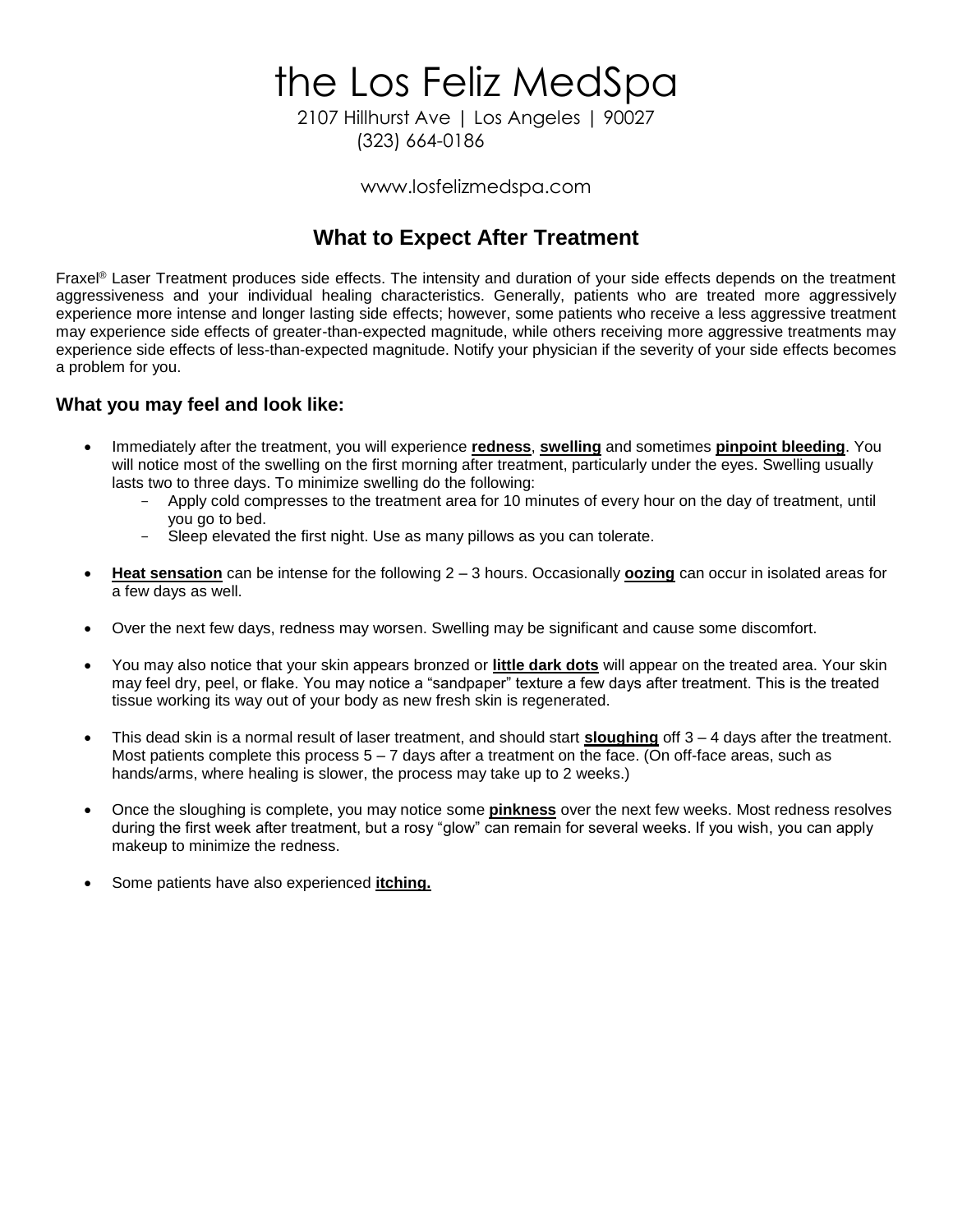# the Los Feliz MedSpa

2107 Hillhurst Ave | Los Angeles | 90027
(323) 664-0186

www.losfelizmedspa.com

## What to Expect After Treatment

Fraxel® Laser Treatment produces side effects. The intensity and duration of your side effects depends on the treatment aggressiveness and your individual healing characteristics. Generally, patients who are treated more aggressively experience more intense and longer lasting side effects; however, some patients who receive a less aggressive treatment may experience side effects of greater-than-expected magnitude, while others receiving more aggressive treatments may experience side effects of less-than-expected magnitude. Notify your physician if the severity of your side effects becomes a problem for you.

### What you may feel and look like:

- Immediately after the treatment, you will experience **redness**, **swelling** and sometimes **pinpoint bleeding**. You will notice most of the swelling on the first morning after treatment, particularly under the eyes. Swelling usually lasts two to three days. To minimize swelling do the following:
  - Apply cold compresses to the treatment area for 10 minutes of every hour on the day of treatment, until you go to bed.
  - Sleep elevated the first night. Use as many pillows as you can tolerate.
- **Heat sensation** can be intense for the following 2 – 3 hours. Occasionally **oozing** can occur in isolated areas for a few days as well.
- Over the next few days, redness may worsen. Swelling may be significant and cause some discomfort.
- You may also notice that your skin appears bronzed or **little dark dots** will appear on the treated area. Your skin may feel dry, peel, or flake. You may notice a "sandpaper" texture a few days after treatment. This is the treated tissue working its way out of your body as new fresh skin is regenerated.
- This dead skin is a normal result of laser treatment, and should start **sloughing** off 3 – 4 days after the treatment. Most patients complete this process 5 – 7 days after a treatment on the face. (On off-face areas, such as hands/arms, where healing is slower, the process may take up to 2 weeks.)
- Once the sloughing is complete, you may notice some **pinkness** over the next few weeks. Most redness resolves during the first week after treatment, but a rosy "glow" can remain for several weeks. If you wish, you can apply makeup to minimize the redness.
- Some patients have also experienced **itching.**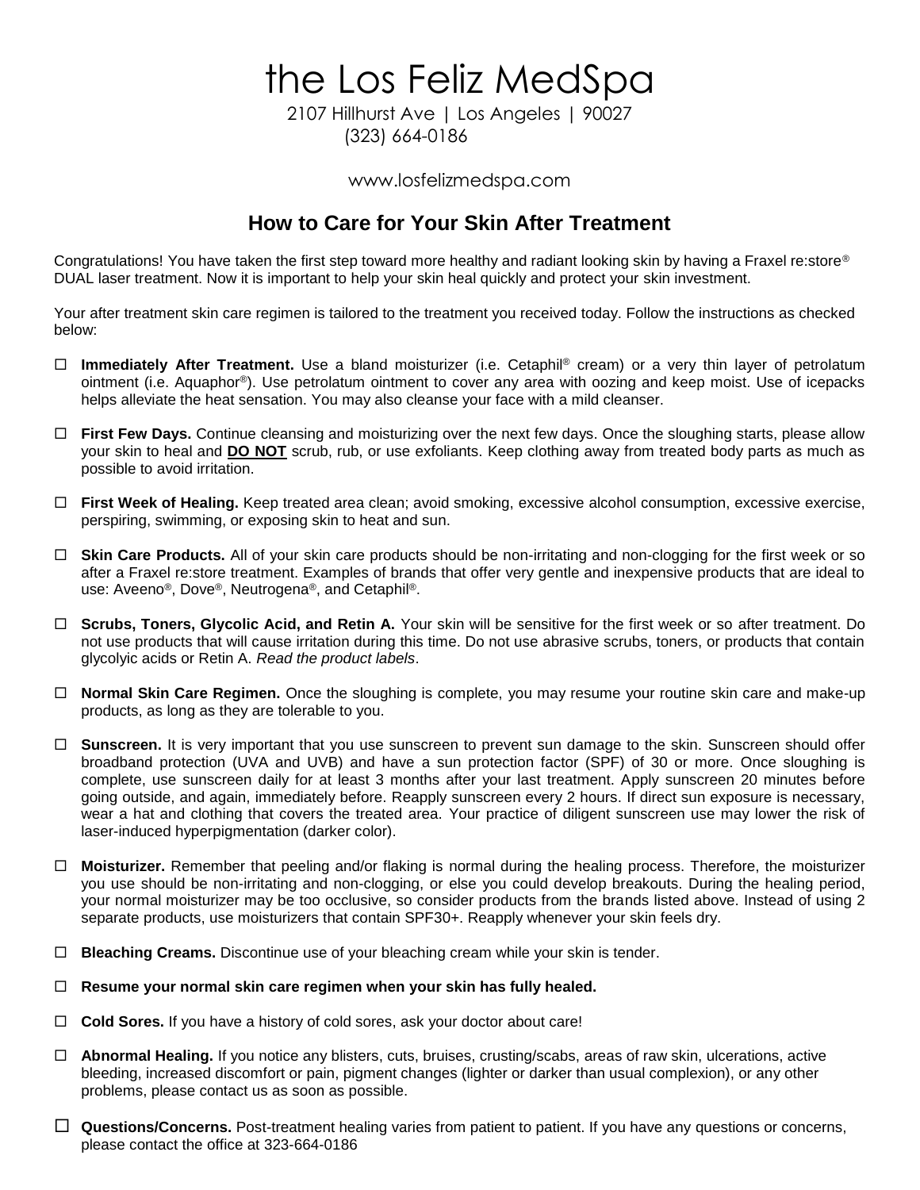# the Los Feliz MedSpa

2107 Hillhurst Ave | Los Angeles | 90027
(323) 664-0186

www.losfelizmedspa.com

## How to Care for Your Skin After Treatment

Congratulations! You have taken the first step toward more healthy and radiant looking skin by having a Fraxel re:store® DUAL laser treatment. Now it is important to help your skin heal quickly and protect your skin investment.

Your after treatment skin care regimen is tailored to the treatment you received today. Follow the instructions as checked below:

- ☐ **Immediately After Treatment.** Use a bland moisturizer (i.e. Cetaphil® cream) or a very thin layer of petrolatum ointment (i.e. Aquaphor®). Use petrolatum ointment to cover any area with oozing and keep moist. Use of icepacks helps alleviate the heat sensation. You may also cleanse your face with a mild cleanser.

- ☐ **First Few Days.** Continue cleansing and moisturizing over the next few days. Once the sloughing starts, please allow your skin to heal and **<u>DO NOT</u>** scrub, rub, or use exfoliants. Keep clothing away from treated body parts as much as possible to avoid irritation.

- ☐ **First Week of Healing.** Keep treated area clean; avoid smoking, excessive alcohol consumption, excessive exercise, perspiring, swimming, or exposing skin to heat and sun.

- ☐ **Skin Care Products.** All of your skin care products should be non-irritating and non-clogging for the first week or so after a Fraxel re:store treatment. Examples of brands that offer very gentle and inexpensive products that are ideal to use: Aveeno®, Dove®, Neutrogena®, and Cetaphil®.

- ☐ **Scrubs, Toners, Glycolic Acid, and Retin A.** Your skin will be sensitive for the first week or so after treatment. Do not use products that will cause irritation during this time. Do not use abrasive scrubs, toners, or products that contain glycolyic acids or Retin A. *Read the product labels*.

- ☐ **Normal Skin Care Regimen.** Once the sloughing is complete, you may resume your routine skin care and make-up products, as long as they are tolerable to you.

- ☐ **Sunscreen.** It is very important that you use sunscreen to prevent sun damage to the skin. Sunscreen should offer broadband protection (UVA and UVB) and have a sun protection factor (SPF) of 30 or more. Once sloughing is complete, use sunscreen daily for at least 3 months after your last treatment. Apply sunscreen 20 minutes before going outside, and again, immediately before. Reapply sunscreen every 2 hours. If direct sun exposure is necessary, wear a hat and clothing that covers the treated area. Your practice of diligent sunscreen use may lower the risk of laser-induced hyperpigmentation (darker color).

- ☐ **Moisturizer.** Remember that peeling and/or flaking is normal during the healing process. Therefore, the moisturizer you use should be non-irritating and non-clogging, or else you could develop breakouts. During the healing period, your normal moisturizer may be too occlusive, so consider products from the brands listed above. Instead of using 2 separate products, use moisturizers that contain SPF30+. Reapply whenever your skin feels dry.

- ☐ **Bleaching Creams.** Discontinue use of your bleaching cream while your skin is tender.

- ☐ **Resume your normal skin care regimen when your skin has fully healed.**

- ☐ **Cold Sores.** If you have a history of cold sores, ask your doctor about care!

- ☐ **Abnormal Healing.** If you notice any blisters, cuts, bruises, crusting/scabs, areas of raw skin, ulcerations, active bleeding, increased discomfort or pain, pigment changes (lighter or darker than usual complexion), or any other problems, please contact us as soon as possible.

- ☐ **Questions/Concerns.** Post-treatment healing varies from patient to patient. If you have any questions or concerns, please contact the office at 323-664-0186